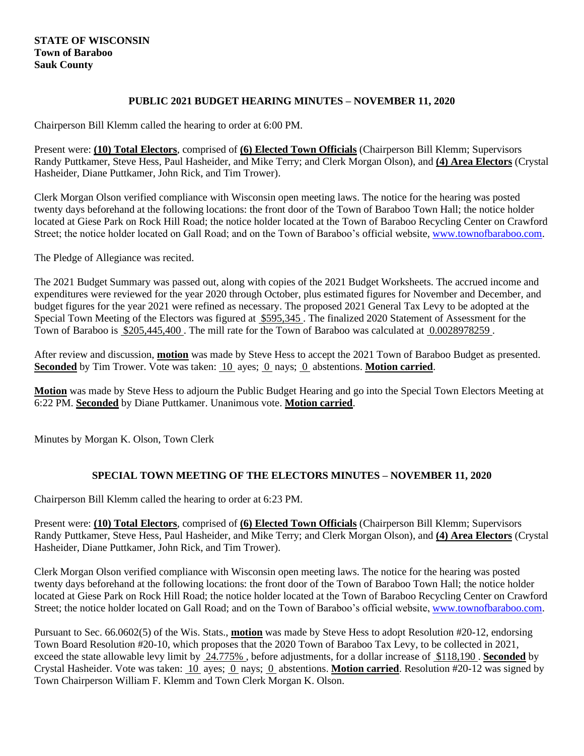**STATE OF WISCONSIN**
**Town of Baraboo**
**Sauk County**

## PUBLIC 2021 BUDGET HEARING MINUTES – NOVEMBER 11, 2020

Chairperson Bill Klemm called the hearing to order at 6:00 PM.

Present were: **(10) Total Electors**, comprised of **(6) Elected Town Officials** (Chairperson Bill Klemm; Supervisors Randy Puttkamer, Steve Hess, Paul Hasheider, and Mike Terry; and Clerk Morgan Olson), and **(4) Area Electors** (Crystal Hasheider, Diane Puttkamer, John Rick, and Tim Trower).

Clerk Morgan Olson verified compliance with Wisconsin open meeting laws. The notice for the hearing was posted twenty days beforehand at the following locations: the front door of the Town of Baraboo Town Hall; the notice holder located at Giese Park on Rock Hill Road; the notice holder located at the Town of Baraboo Recycling Center on Crawford Street; the notice holder located on Gall Road; and on the Town of Baraboo's official website, www.townofbaraboo.com.

The Pledge of Allegiance was recited.

The 2021 Budget Summary was passed out, along with copies of the 2021 Budget Worksheets. The accrued income and expenditures were reviewed for the year 2020 through October, plus estimated figures for November and December, and budget figures for the year 2021 were refined as necessary. The proposed 2021 General Tax Levy to be adopted at the Special Town Meeting of the Electors was figured at $595,345. The finalized 2020 Statement of Assessment for the Town of Baraboo is $205,445,400. The mill rate for the Town of Baraboo was calculated at 0.0028978259.

After review and discussion, **motion** was made by Steve Hess to accept the 2021 Town of Baraboo Budget as presented. **Seconded** by Tim Trower. Vote was taken: 10 ayes; 0 nays; 0 abstentions. **Motion carried**.

**Motion** was made by Steve Hess to adjourn the Public Budget Hearing and go into the Special Town Electors Meeting at 6:22 PM. **Seconded** by Diane Puttkamer. Unanimous vote. **Motion carried**.

Minutes by Morgan K. Olson, Town Clerk

## SPECIAL TOWN MEETING OF THE ELECTORS MINUTES – NOVEMBER 11, 2020

Chairperson Bill Klemm called the hearing to order at 6:23 PM.

Present were: **(10) Total Electors**, comprised of **(6) Elected Town Officials** (Chairperson Bill Klemm; Supervisors Randy Puttkamer, Steve Hess, Paul Hasheider, and Mike Terry; and Clerk Morgan Olson), and **(4) Area Electors** (Crystal Hasheider, Diane Puttkamer, John Rick, and Tim Trower).

Clerk Morgan Olson verified compliance with Wisconsin open meeting laws. The notice for the hearing was posted twenty days beforehand at the following locations: the front door of the Town of Baraboo Town Hall; the notice holder located at Giese Park on Rock Hill Road; the notice holder located at the Town of Baraboo Recycling Center on Crawford Street; the notice holder located on Gall Road; and on the Town of Baraboo's official website, www.townofbaraboo.com.

Pursuant to Sec. 66.0602(5) of the Wis. Stats., **motion** was made by Steve Hess to adopt Resolution #20-12, endorsing Town Board Resolution #20-10, which proposes that the 2020 Town of Baraboo Tax Levy, to be collected in 2021, exceed the state allowable levy limit by 24.775%, before adjustments, for a dollar increase of $118,190. **Seconded** by Crystal Hasheider. Vote was taken: 10 ayes; 0 nays; 0 abstentions. **Motion carried**. Resolution #20-12 was signed by Town Chairperson William F. Klemm and Town Clerk Morgan K. Olson.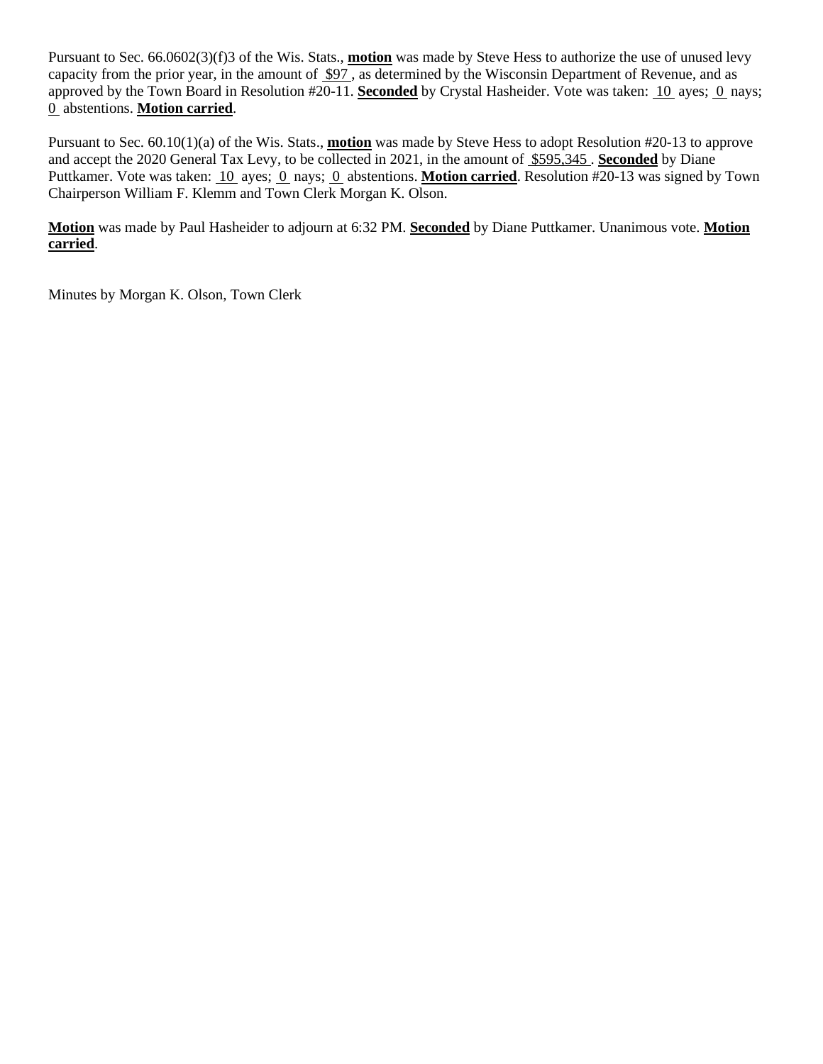Pursuant to Sec. 66.0602(3)(f)3 of the Wis. Stats., **motion** was made by Steve Hess to authorize the use of unused levy capacity from the prior year, in the amount of \$97, as determined by the Wisconsin Department of Revenue, and as approved by the Town Board in Resolution #20-11. **Seconded** by Crystal Hasheider. Vote was taken: 10 ayes; 0 nays; 0 abstentions. **Motion carried**.

Pursuant to Sec. 60.10(1)(a) of the Wis. Stats., **motion** was made by Steve Hess to adopt Resolution #20-13 to approve and accept the 2020 General Tax Levy, to be collected in 2021, in the amount of \$595,345. **Seconded** by Diane Puttkamer. Vote was taken: 10 ayes; 0 nays; 0 abstentions. **Motion carried**. Resolution #20-13 was signed by Town Chairperson William F. Klemm and Town Clerk Morgan K. Olson.

**Motion** was made by Paul Hasheider to adjourn at 6:32 PM. **Seconded** by Diane Puttkamer. Unanimous vote. **Motion carried**.

Minutes by Morgan K. Olson, Town Clerk